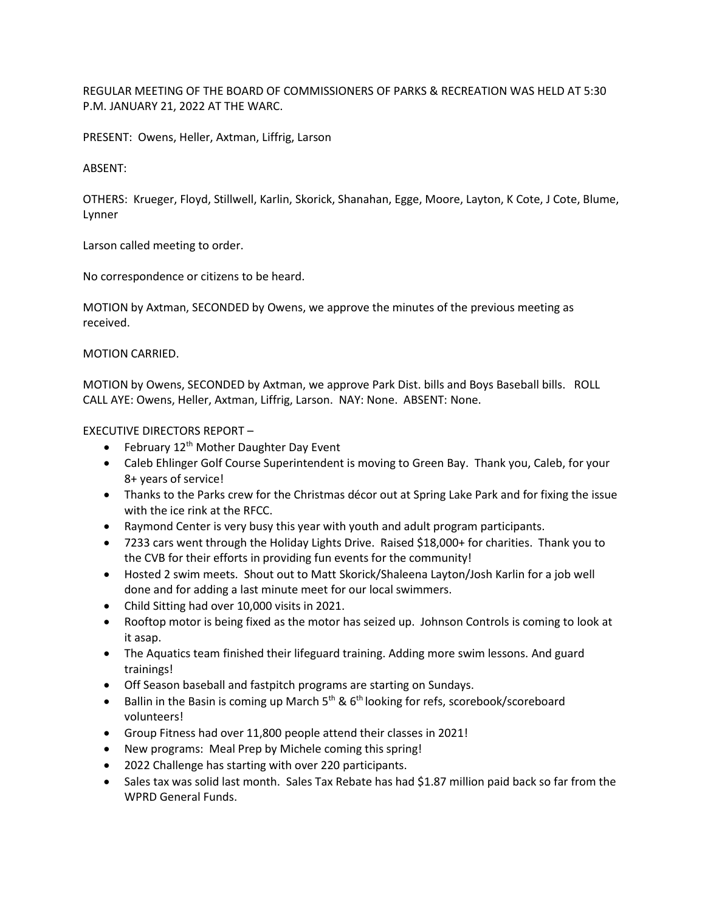REGULAR MEETING OF THE BOARD OF COMMISSIONERS OF PARKS & RECREATION WAS HELD AT 5:30 P.M. JANUARY 21, 2022 AT THE WARC.

PRESENT: Owens, Heller, Axtman, Liffrig, Larson

ABSENT:

OTHERS: Krueger, Floyd, Stillwell, Karlin, Skorick, Shanahan, Egge, Moore, Layton, K Cote, J Cote, Blume, Lynner

Larson called meeting to order.

No correspondence or citizens to be heard.

MOTION by Axtman, SECONDED by Owens, we approve the minutes of the previous meeting as received.

MOTION CARRIED.

MOTION by Owens, SECONDED by Axtman, we approve Park Dist. bills and Boys Baseball bills. ROLL CALL AYE: Owens, Heller, Axtman, Liffrig, Larson. NAY: None. ABSENT: None.

EXECUTIVE DIRECTORS REPORT –

- February 12th Mother Daughter Day Event
- Caleb Ehlinger Golf Course Superintendent is moving to Green Bay. Thank you, Caleb, for your 8+ years of service!
- Thanks to the Parks crew for the Christmas décor out at Spring Lake Park and for fixing the issue with the ice rink at the RFCC.
- Raymond Center is very busy this year with youth and adult program participants.
- 7233 cars went through the Holiday Lights Drive. Raised $18,000+ for charities. Thank you to the CVB for their efforts in providing fun events for the community!
- Hosted 2 swim meets. Shout out to Matt Skorick/Shaleena Layton/Josh Karlin for a job well done and for adding a last minute meet for our local swimmers.
- Child Sitting had over 10,000 visits in 2021.
- Rooftop motor is being fixed as the motor has seized up. Johnson Controls is coming to look at it asap.
- The Aquatics team finished their lifeguard training. Adding more swim lessons. And guard trainings!
- Off Season baseball and fastpitch programs are starting on Sundays.
- Ballin in the Basin is coming up March 5th & 6th looking for refs, scorebook/scoreboard volunteers!
- Group Fitness had over 11,800 people attend their classes in 2021!
- New programs: Meal Prep by Michele coming this spring!
- 2022 Challenge has starting with over 220 participants.
- Sales tax was solid last month. Sales Tax Rebate has had $1.87 million paid back so far from the WPRD General Funds.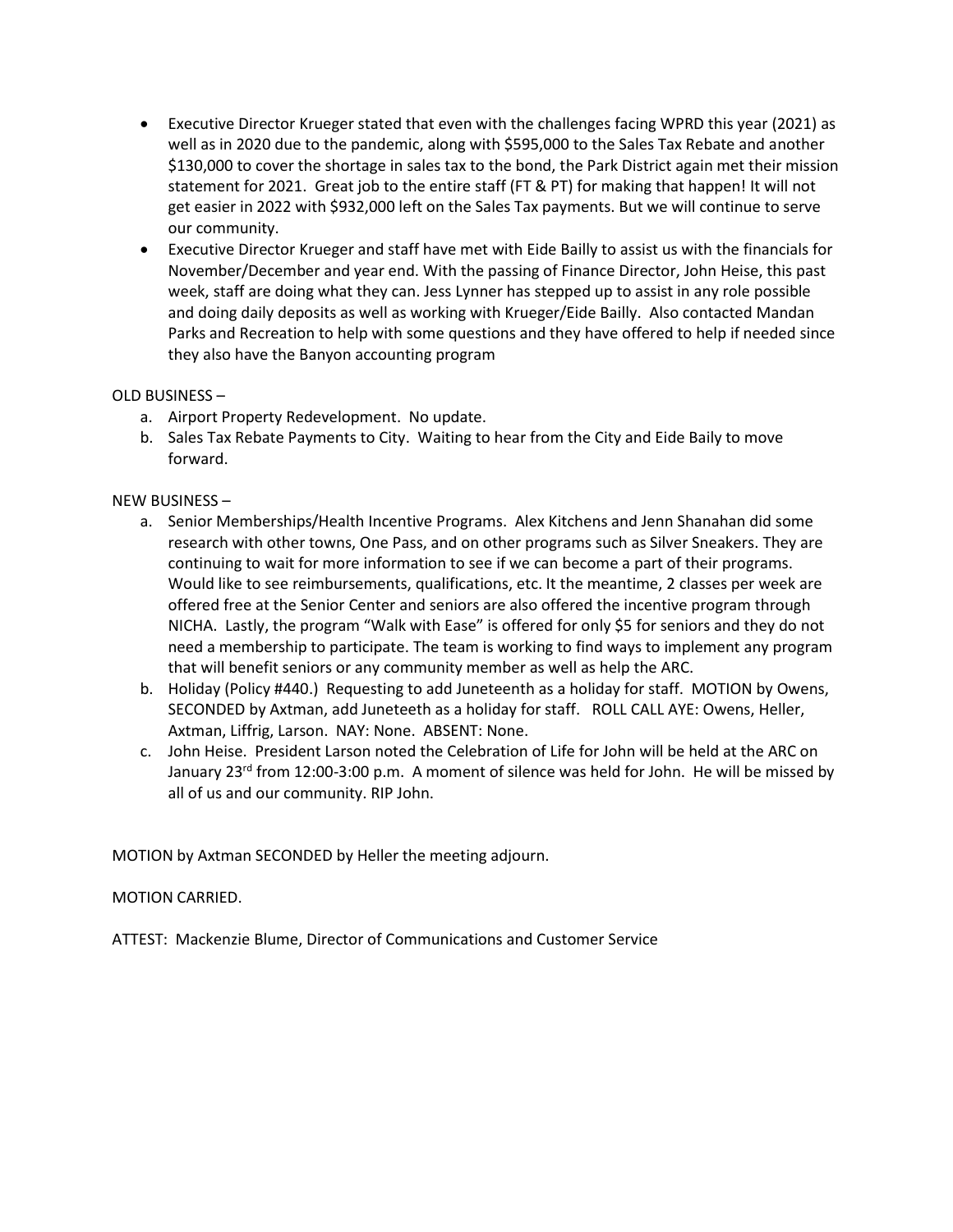- Executive Director Krueger stated that even with the challenges facing WPRD this year (2021) as well as in 2020 due to the pandemic, along with $595,000 to the Sales Tax Rebate and another $130,000 to cover the shortage in sales tax to the bond, the Park District again met their mission statement for 2021. Great job to the entire staff (FT & PT) for making that happen! It will not get easier in 2022 with $932,000 left on the Sales Tax payments. But we will continue to serve our community.
- Executive Director Krueger and staff have met with Eide Bailly to assist us with the financials for November/December and year end. With the passing of Finance Director, John Heise, this past week, staff are doing what they can. Jess Lynner has stepped up to assist in any role possible and doing daily deposits as well as working with Krueger/Eide Bailly. Also contacted Mandan Parks and Recreation to help with some questions and they have offered to help if needed since they also have the Banyon accounting program

OLD BUSINESS –

a. Airport Property Redevelopment. No update.
b. Sales Tax Rebate Payments to City. Waiting to hear from the City and Eide Baily to move forward.

NEW BUSINESS –

a. Senior Memberships/Health Incentive Programs. Alex Kitchens and Jenn Shanahan did some research with other towns, One Pass, and on other programs such as Silver Sneakers. They are continuing to wait for more information to see if we can become a part of their programs. Would like to see reimbursements, qualifications, etc. It the meantime, 2 classes per week are offered free at the Senior Center and seniors are also offered the incentive program through NICHA. Lastly, the program "Walk with Ease" is offered for only $5 for seniors and they do not need a membership to participate. The team is working to find ways to implement any program that will benefit seniors or any community member as well as help the ARC.
b. Holiday (Policy #440.) Requesting to add Juneteenth as a holiday for staff. MOTION by Owens, SECONDED by Axtman, add Juneteeth as a holiday for staff. ROLL CALL AYE: Owens, Heller, Axtman, Liffrig, Larson. NAY: None. ABSENT: None.
c. John Heise. President Larson noted the Celebration of Life for John will be held at the ARC on January 23rd from 12:00-3:00 p.m. A moment of silence was held for John. He will be missed by all of us and our community. RIP John.

MOTION by Axtman SECONDED by Heller the meeting adjourn.

MOTION CARRIED.

ATTEST: Mackenzie Blume, Director of Communications and Customer Service